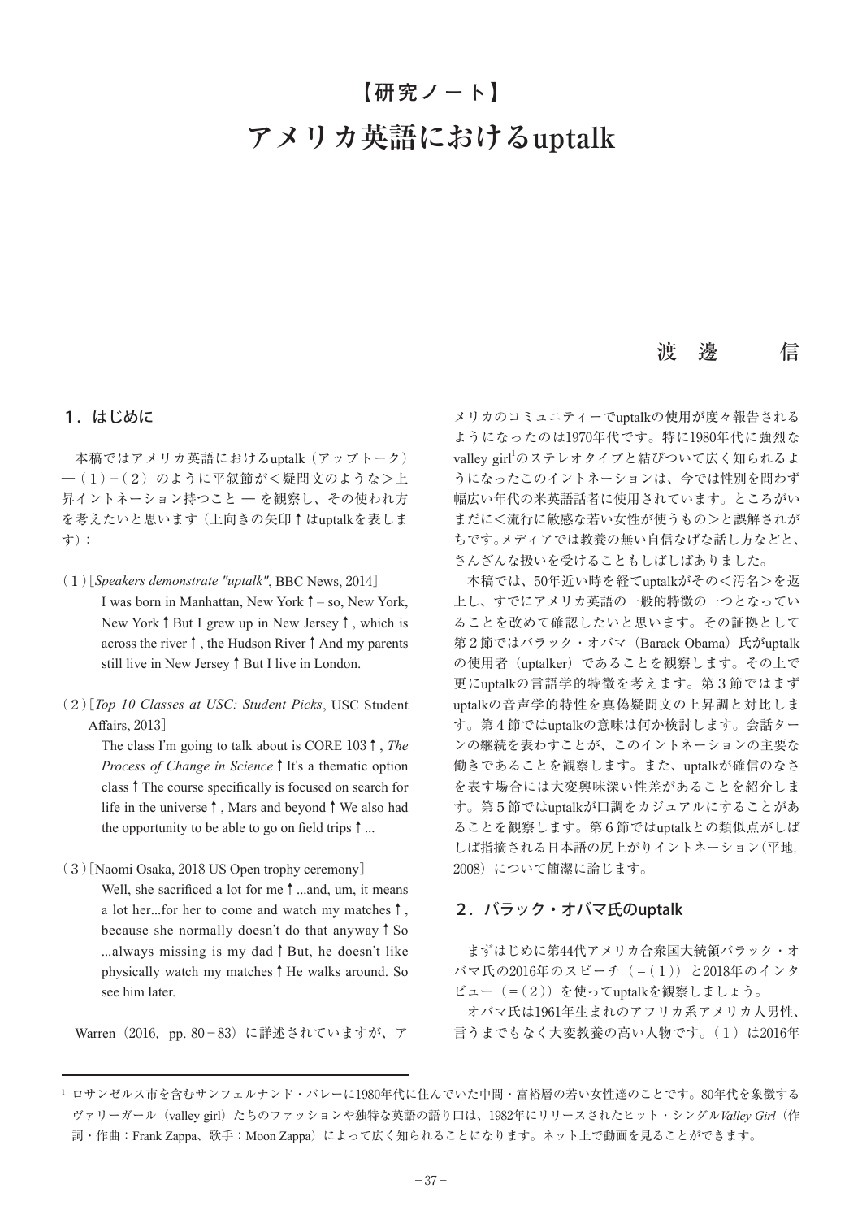【研究ノート】

# アメリカ英語におけるuptalk

渡邊　信

## 1．はじめに

本稿ではアメリカ英語におけるuptalk（アップトーク）―（1）-（2）のように平叙節が＜疑問文のような＞上昇イントネーション持つこと ― を観察し、その使われ方を考えたいと思います（上向きの矢印↑はuptalkを表します）：

（1）[*Speakers demonstrate "uptalk"*, BBC News, 2014]
I was born in Manhattan, New York↑– so, New York, New York↑But I grew up in New Jersey↑, which is across the river↑, the Hudson River↑And my parents still live in New Jersey↑But I live in London.

（2）[*Top 10 Classes at USC: Student Picks*, USC Student Affairs, 2013]
The class I'm going to talk about is CORE 103↑, *The Process of Change in Science*↑It's a thematic option class↑The course specifically is focused on search for life in the universe↑, Mars and beyond↑We also had the opportunity to be able to go on field trips↑...

（3）[Naomi Osaka, 2018 US Open trophy ceremony]
Well, she sacrificed a lot for me↑...and, um, it means a lot her...for her to come and watch my matches↑, because she normally doesn't do that anyway↑So ...always missing is my dad↑But, he doesn't like physically watch my matches↑He walks around. So see him later.

Warren（2016, pp. 80－83）に詳述されていますが、アメリカのコミュニティーでuptalkの使用が度々報告されるようになったのは1970年代です。特に1980年代に強烈なvalley girl[1]のステレオタイプと結びついて広く知られるようになったこのイントネーションは、今では性別を問わず幅広い年代の米英語話者に使用されています。ところがいまだに＜流行に敏感な若い女性が使うもの＞と誤解されがちです。メディアでは教養の無い自信なげな話し方などと、さんざんな扱いを受けることもしばしばありました。

本稿では、50年近い時を経てuptalkがその＜汚名＞を返上し、すでにアメリカ英語の一般的特徴の一つとなっていることを改めて確認したいと思います。その証拠として第2節ではバラック・オバマ（Barack Obama）氏がuptalkの使用者（uptalker）であることを観察します。その上で更にuptalkの言語学的特徴を考えます。第3節ではまずuptalkの音声学的特性を真偽疑問文の上昇調と対比します。第4節ではuptalkの意味は何か検討します。会話ターンの継続を表わすことが、このイントネーションの主要な働きであることを観察します。また、uptalkが確信のなさを表す場合には大変興味深い性差があることを紹介します。第5節ではuptalkが口調をカジュアルにすることがあることを観察します。第6節ではuptalkとの類似点がしばしば指摘される日本語の尻上がりイントネーション（平地, 2008）について簡潔に論じます。

## 2．バラック・オバマ氏のuptalk

まずはじめに第44代アメリカ合衆国大統領バラック・オバマ氏の2016年のスピーチ（＝（1））と2018年のインタビュー（＝（2））を使ってuptalkを観察しましょう。

オバマ氏は1961年生まれのアフリカ系アメリカ人男性、言うまでもなく大変教養の高い人物です。（1）は2016年

[1] ロサンゼルス市を含むサンフェルナンド・バレーに1980年代に住んでいた中間・富裕層の若い女性達のことです。80年代を象徴するヴァリーガール（valley girl）たちのファッションや独特な英語の語り口は、1982年にリリースされたヒット・シングル*Valley Girl*（作詞・作曲：Frank Zappa、歌手：Moon Zappa）によって広く知られることになります。ネット上で動画を見ることができます。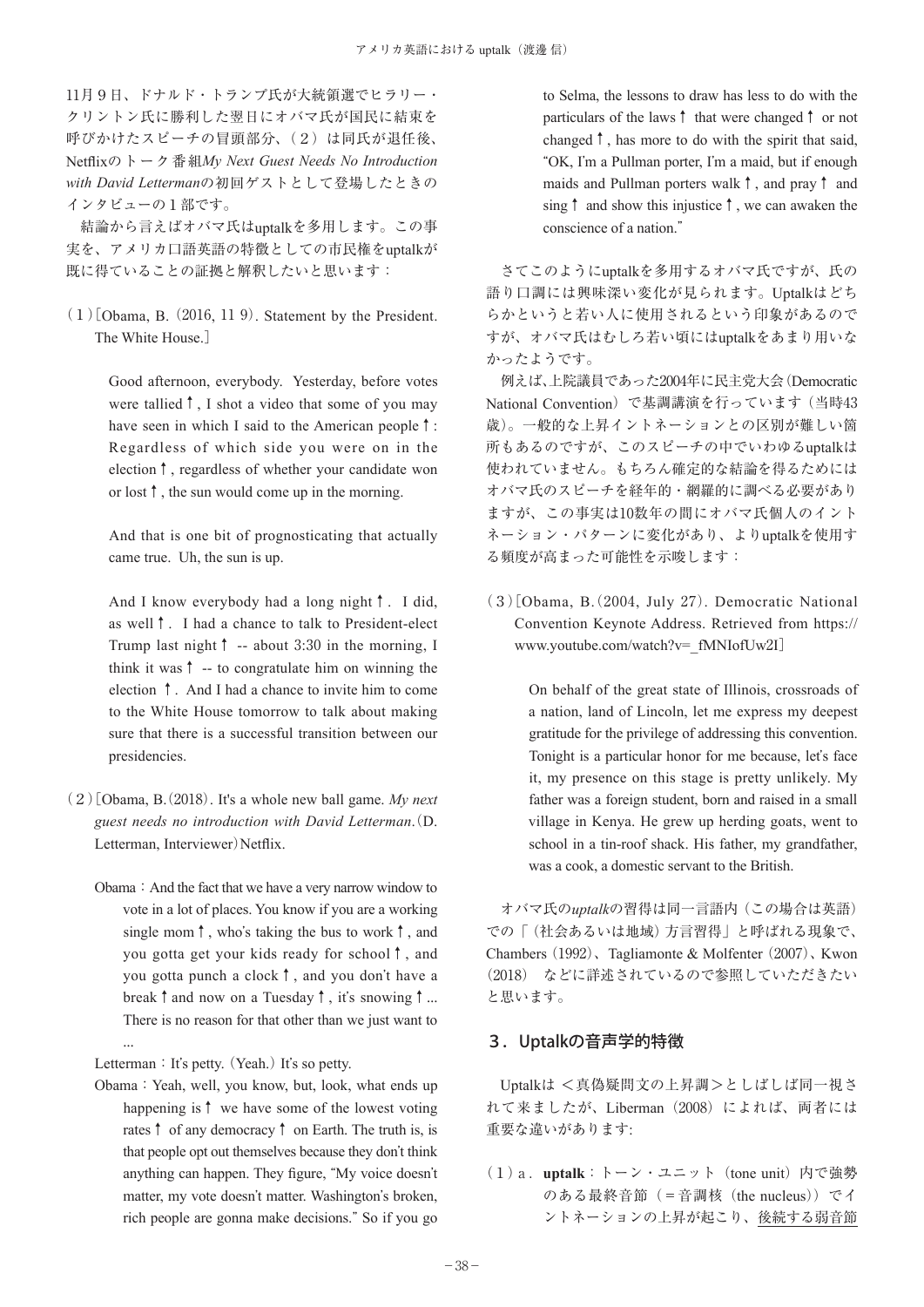11月９日、ドナルド・トランプ氏が大統領選でヒラリー・クリントン氏に勝利した翌日にオバマ氏が国民に結束を呼びかけたスピーチの冒頭部分、（２）は同氏が退任後、Netflixのトーク番組*My Next Guest Needs No Introduction with David Letterman*の初回ゲストとして登場したときのインタビューの１部です。

結論から言えばオバマ氏はuptalkを多用します。この事実を、アメリカ口語英語の特徴としての市民権をuptalkが既に得ていることの証拠と解釈したいと思います：

（１）［Obama, B.（2016, 11 9）. Statement by the President. The White House.］

> Good afternoon, everybody. Yesterday, before votes were tallied↑, I shot a video that some of you may have seen in which I said to the American people↑: Regardless of which side you were on in the election↑, regardless of whether your candidate won or lost↑, the sun would come up in the morning.
>
> And that is one bit of prognosticating that actually came true. Uh, the sun is up.
>
> And I know everybody had a long night↑. I did, as well↑. I had a chance to talk to President-elect Trump last night↑ -- about 3:30 in the morning, I think it was↑ -- to congratulate him on winning the election ↑. And I had a chance to invite him to come to the White House tomorrow to talk about making sure that there is a successful transition between our presidencies.

（２）［Obama, B.（2018）. It's a whole new ball game. *My next guest needs no introduction with David Letterman*.（D. Letterman, Interviewer）Netflix.

> Obama：And the fact that we have a very narrow window to vote in a lot of places. You know if you are a working single mom↑, who's taking the bus to work↑, and you gotta get your kids ready for school↑, and you gotta punch a clock↑, and you don't have a break↑and now on a Tuesday↑, it's snowing↑... There is no reason for that other than we just want to ...
>
> Letterman：It's petty.（Yeah.）It's so petty.
>
> Obama：Yeah, well, you know, but, look, what ends up happening is↑ we have some of the lowest voting rates↑ of any democracy↑ on Earth. The truth is, is that people opt out themselves because they don't think anything can happen. They figure, "My voice doesn't matter, my vote doesn't matter. Washington's broken, rich people are gonna make decisions." So if you go to Selma, the lessons to draw has less to do with the particulars of the laws↑ that were changed↑ or not changed↑, has more to do with the spirit that said, "OK, I'm a Pullman porter, I'm a maid, but if enough maids and Pullman porters walk↑, and pray↑ and sing↑ and show this injustice↑, we can awaken the conscience of a nation."

さてこのようにuptalkを多用するオバマ氏ですが、氏の語り口調には興味深い変化が見られます。Uptalkはどちらかというと若い人に使用されるという印象があるのですが、オバマ氏はむしろ若い頃にはuptalkをあまり用いなかったようです。

例えば、上院議員であった2004年に民主党大会（Democratic National Convention）で基調講演を行っています（当時43歳）。一般的な上昇イントネーションとの区別が難しい箇所もあるのですが、このスピーチの中でいわゆるuptalkは使われていません。もちろん確定的な結論を得るためにはオバマ氏のスピーチを経年的・網羅的に調べる必要がありますが、この事実は10数年の間にオバマ氏個人のイントネーション・パターンに変化があり、よりuptalkを使用する頻度が高まった可能性を示唆します：

（３）［Obama, B.（2004, July 27）. Democratic National Convention Keynote Address. Retrieved from https://www.youtube.com/watch?v=_fMNIofUw2I］

> On behalf of the great state of Illinois, crossroads of a nation, land of Lincoln, let me express my deepest gratitude for the privilege of addressing this convention. Tonight is a particular honor for me because, let's face it, my presence on this stage is pretty unlikely. My father was a foreign student, born and raised in a small village in Kenya. He grew up herding goats, went to school in a tin-roof shack. His father, my grandfather, was a cook, a domestic servant to the British.

オバマ氏の*uptalk*の習得は同一言語内（この場合は英語）での「（社会あるいは地域）方言習得」と呼ばれる現象で、Chambers（1992）、Tagliamonte & Molfenter（2007）、Kwon（2018） などに詳述されているので参照していただきたいと思います。

## ３．Uptalkの音声学的特徴

Uptalkは ＜真偽疑問文の上昇調＞としばしば同一視されて来ましたが、Liberman（2008）によれば、両者には重要な違いがあります:

（１）a．**uptalk**：トーン・ユニット（tone unit）内で強勢のある最終音節（＝音調核（the nucleus））でイントネーションの上昇が起こり、<u>後続する弱音節</u>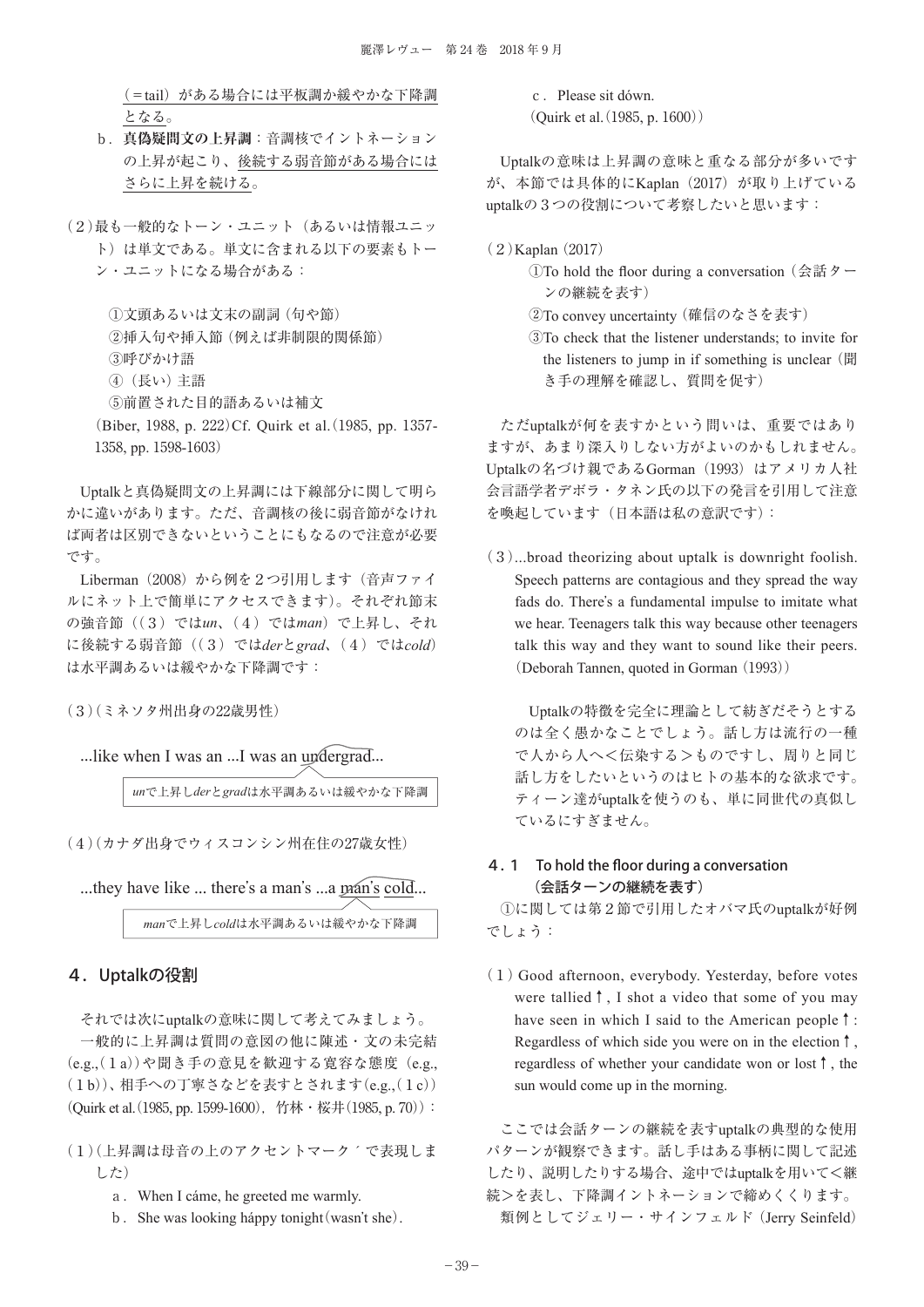（＝tail）がある場合には平板調か緩やかな下降調となる。

b．**真偽疑問文の上昇調**：音調核でイントネーションの上昇が起こり、後続する弱音節がある場合にはさらに上昇を続ける。

（2）最も一般的なトーン・ユニット（あるいは情報ユニット）は単文である。単文に含まれる以下の要素もトーン・ユニットになる場合がある：

①文頭あるいは文末の副詞（句や節）
②挿入句や挿入節（例えば非制限的関係節）
③呼びかけ語
④（長い）主語
⑤前置された目的語あるいは補文

（Biber, 1988, p. 222）Cf. Quirk et al.（1985, pp. 1357-1358, pp. 1598-1603）

Uptalkと真偽疑問文の上昇調には下線部分に関して明らかに違いがあります。ただ、音調核の後に弱音節がなければ両者は区別できないということにもなるので注意が必要です。

Liberman（2008）から例を２つ引用します（音声ファイルにネット上で簡単にアクセスできます）。それぞれ節末の強音節（（３）では*un*、（４）では*man*）で上昇し、それに後続する弱音節（（３）では*der*と*grad*、（４）では*cold*）は水平調あるいは緩やかな下降調です：

（3）（ミネソタ州出身の22歳男性）

...like when I was an ...I was an undergrad...

*un*で上昇し*der*と*grad*は水平調あるいは緩やかな下降調

（4）（カナダ出身でウィスコンシン州在住の27歳女性）

...they have like ... there's a man's ...a man's cold...

*man*で上昇し*cold*は水平調あるいは緩やかな下降調

## ４．Uptalkの役割

それでは次にuptalkの意味に関して考えてみましょう。

一般的に上昇調は質問の意図の他に陳述・文の未完結（e.g.,（1a））や聞き手の意見を歓迎する寛容な態度（e.g.,（1b））、相手への丁寧さなどを表すとされます（e.g.,（1c））（Quirk et al.（1985, pp. 1599-1600），竹林・桜井（1985, p. 70））：

（1）（上昇調は母音の上のアクセントマーク ´ で表現しました）

a．When I cáme, he greeted me warmly.
b．She was looking háppy tonight（wasn't she）.
c．Please sit dówn.

（Quirk et al.（1985, p. 1600））

Uptalkの意味は上昇調の意味と重なる部分が多いですが、本節では具体的にKaplan（2017）が取り上げているuptalkの３つの役割について考察したいと思います：

（2）Kaplan（2017）

①To hold the floor during a conversation（会話ターンの継続を表す）
②To convey uncertainty（確信のなさを表す）
③To check that the listener understands; to invite for the listeners to jump in if something is unclear（聞き手の理解を確認し、質問を促す）

ただuptalkが何を表すかという問いは、重要ではありますが、あまり深入りしない方がよいのかもしれません。Uptalkの名づけ親であるGorman（1993）はアメリカ人社会言語学者デボラ・タネン氏の以下の発言を引用して注意を喚起しています（日本語は私の意訳です）：

（3）...broad theorizing about uptalk is downright foolish. Speech patterns are contagious and they spread the way fads do. There's a fundamental impulse to imitate what we hear. Teenagers talk this way because other teenagers talk this way and they want to sound like their peers.（Deborah Tannen, quoted in Gorman（1993））

Uptalkの特徴を完全に理論として紡ぎだそうとするのは全く愚かなことでしょう。話し方は流行の一種で人から人へ＜伝染する＞ものですし、周りと同じ話し方をしたいというのはヒトの基本的な欲求です。ティーン達がuptalkを使うのも、単に同世代の真似しているにすぎません。

### ４．１　To hold the floor during a conversation（会話ターンの継続を表す）

①に関しては第２節で引用したオバマ氏のuptalkが好例でしょう：

（1）Good afternoon, everybody. Yesterday, before votes were tallied↑, I shot a video that some of you may have seen in which I said to the American people↑: Regardless of which side you were on in the election↑, regardless of whether your candidate won or lost↑, the sun would come up in the morning.

ここでは会話ターンの継続を表すuptalkの典型的な使用パターンが観察できます。話し手はある事柄に関して記述したり、説明したりする場合、途中ではuptalkを用いて＜継続＞を表し、下降調イントネーションで締めくくります。

類例としてジェリー・サインフェルド（Jerry Seinfeld）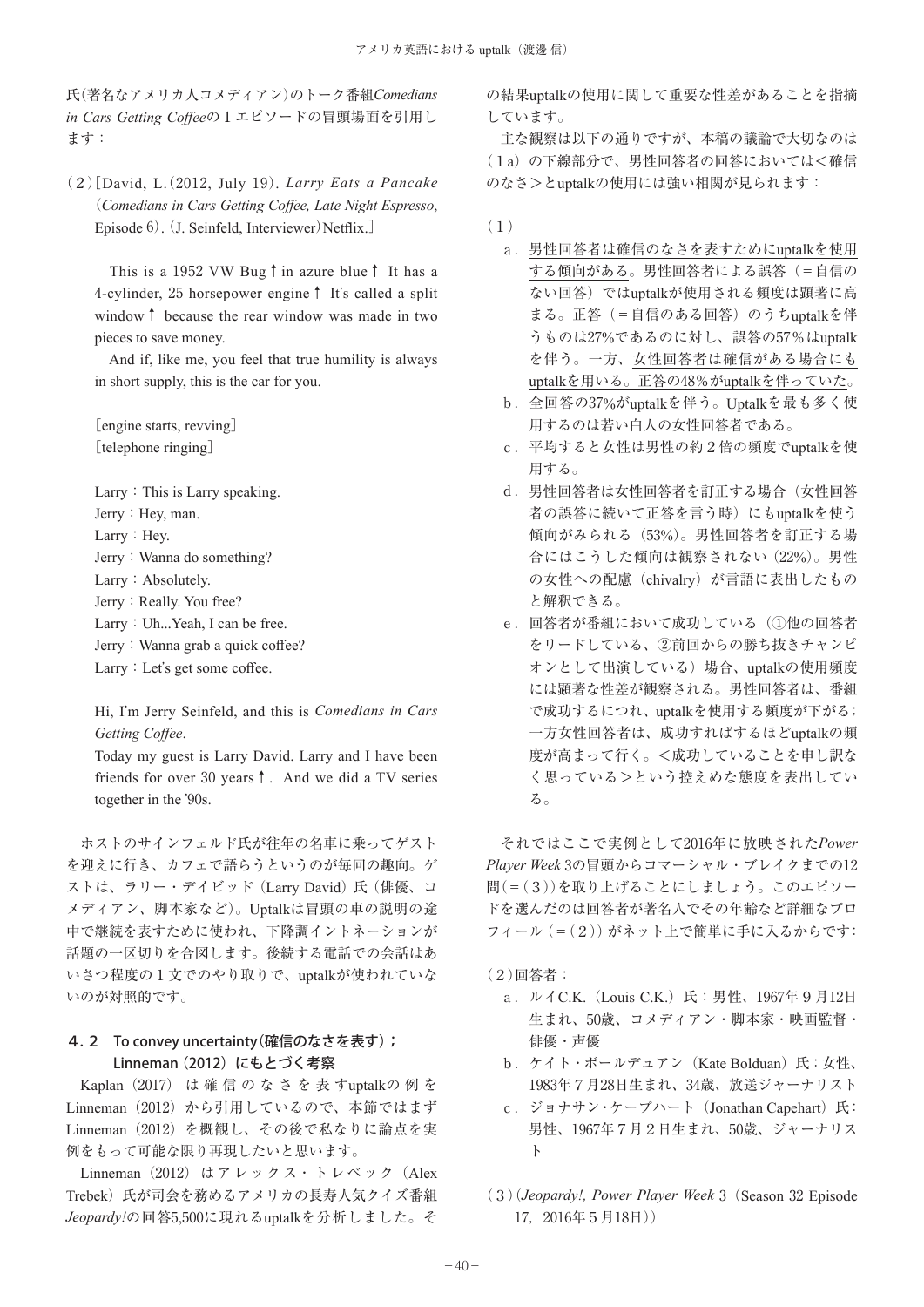氏(著名なアメリカ人コメディアン)のトーク番組*Comedians in Cars Getting Coffee*の１エピソードの冒頭場面を引用します：

（２）［David, L.（2012, July 19). *Larry Eats a Pancake*（*Comedians in Cars Getting Coffee, Late Night Espresso*, Episode 6). (J. Seinfeld, Interviewer）Netflix.］

> This is a 1952 VW Bug↑in azure blue↑ It has a 4-cylinder, 25 horsepower engine↑ It's called a split window↑ because the rear window was made in two pieces to save money.
>
> And if, like me, you feel that true humility is always in short supply, this is the car for you.
>
> ［engine starts, revving］
> ［telephone ringing］
>
> Larry：This is Larry speaking.
> Jerry：Hey, man.
> Larry：Hey.
> Jerry：Wanna do something?
> Larry：Absolutely.
> Jerry：Really. You free?
> Larry：Uh...Yeah, I can be free.
> Jerry：Wanna grab a quick coffee?
> Larry：Let's get some coffee.
>
> Hi, I'm Jerry Seinfeld, and this is *Comedians in Cars Getting Coffee*.
> Today my guest is Larry David. Larry and I have been friends for over 30 years↑. And we did a TV series together in the '90s.

ホストのサインフェルド氏が往年の名車に乗ってゲストを迎えに行き、カフェで語らうというのが毎回の趣向。ゲストは、ラリー・デイビッド（Larry David）氏（俳優、コメディアン、脚本家など）。Uptalkは冒頭の車の説明の途中で継続を表すために使われ、下降調イントネーションが話題の一区切りを合図します。後続する電話での会話はあいさつ程度の１文でのやり取りで、uptalkが使われていないのが対照的です。

### ４．２　To convey uncertainty（確信のなさを表す）；Linneman（2012）にもとづく考察

Kaplan（2017）は確信のなさを表すuptalkの例をLinneman（2012）から引用しているので、本節ではまずLinneman（2012）を概観し、その後で私なりに論点を実例をもって可能な限り再現したいと思います。

Linneman（2012）はアレックス・トレベック（Alex Trebek）氏が司会を務めるアメリカの長寿人気クイズ番組*Jeopardy!*の回答5,500に現れるuptalkを分析しました。その結果uptalkの使用に関して重要な性差があることを指摘しています。

主な観察は以下の通りですが、本稿の議論で大切なのは（１a）の下線部分で、男性回答者の回答においては＜確信のなさ＞とuptalkの使用には強い相関が見られます：

（１）

ａ．<u>男性回答者は確信のなさを表すためにuptalkを使用する傾向がある。</u>男性回答者による誤答（＝自信のない回答）ではuptalkが使用される頻度は顕著に高まる。正答（＝自信のある回答）のうちuptalkを伴うものは27%であるのに対し、誤答の57%はuptalkを伴う。一方、<u>女性回答者は確信がある場合にもuptalkを用いる。</u>正答の48%がuptalkを伴っていた。

ｂ．全回答の37%がuptalkを伴う。Uptalkを最も多く使用するのは若い白人の女性回答者である。

ｃ．平均すると女性は男性の約２倍の頻度でuptalkを使用する。

ｄ．男性回答者は女性回答者を訂正する場合（女性回答者の誤答に続いて正答を言う時）にもuptalkを使う傾向がみられる（53%）。男性回答者を訂正する場合にはこうした傾向は観察されない（22%）。男性の女性への配慮（chivalry）が言語に表出したものと解釈できる。

ｅ．回答者が番組において成功している（①他の回答者をリードしている、②前回からの勝ち抜きチャンピオンとして出演している）場合、uptalkの使用頻度には顕著な性差が観察される。男性回答者は、番組で成功するにつれ、uptalkを使用する頻度が下がる；一方女性回答者は、成功すればするほどuptalkの頻度が高まって行く。＜成功していることを申し訳なく思っている＞という控えめな態度を表出している。

それではここで実例として2016年に放映された*Power Player Week* 3の冒頭からコマーシャル・ブレイクまでの12問(＝(３))を取り上げることにしましょう。このエピソードを選んだのは回答者が著名人でその年齢など詳細なプロフィール（＝(２)）がネット上で簡単に手に入るからです：

（２）回答者：

ａ．ルイC.K.（Louis C.K.）氏：男性、1967年９月12日生まれ、50歳、コメディアン・脚本家・映画監督・俳優・声優

ｂ．ケイト・ボールデュアン（Kate Bolduan）氏：女性、1983年７月28日生まれ、34歳、放送ジャーナリスト

ｃ．ジョナサン・ケープハート（Jonathan Capehart）氏：男性、1967年７月２日生まれ、50歳、ジャーナリスト

（３）(*Jeopardy!, Power Player Week* 3（Season 32 Episode 17, 2016年５月18日))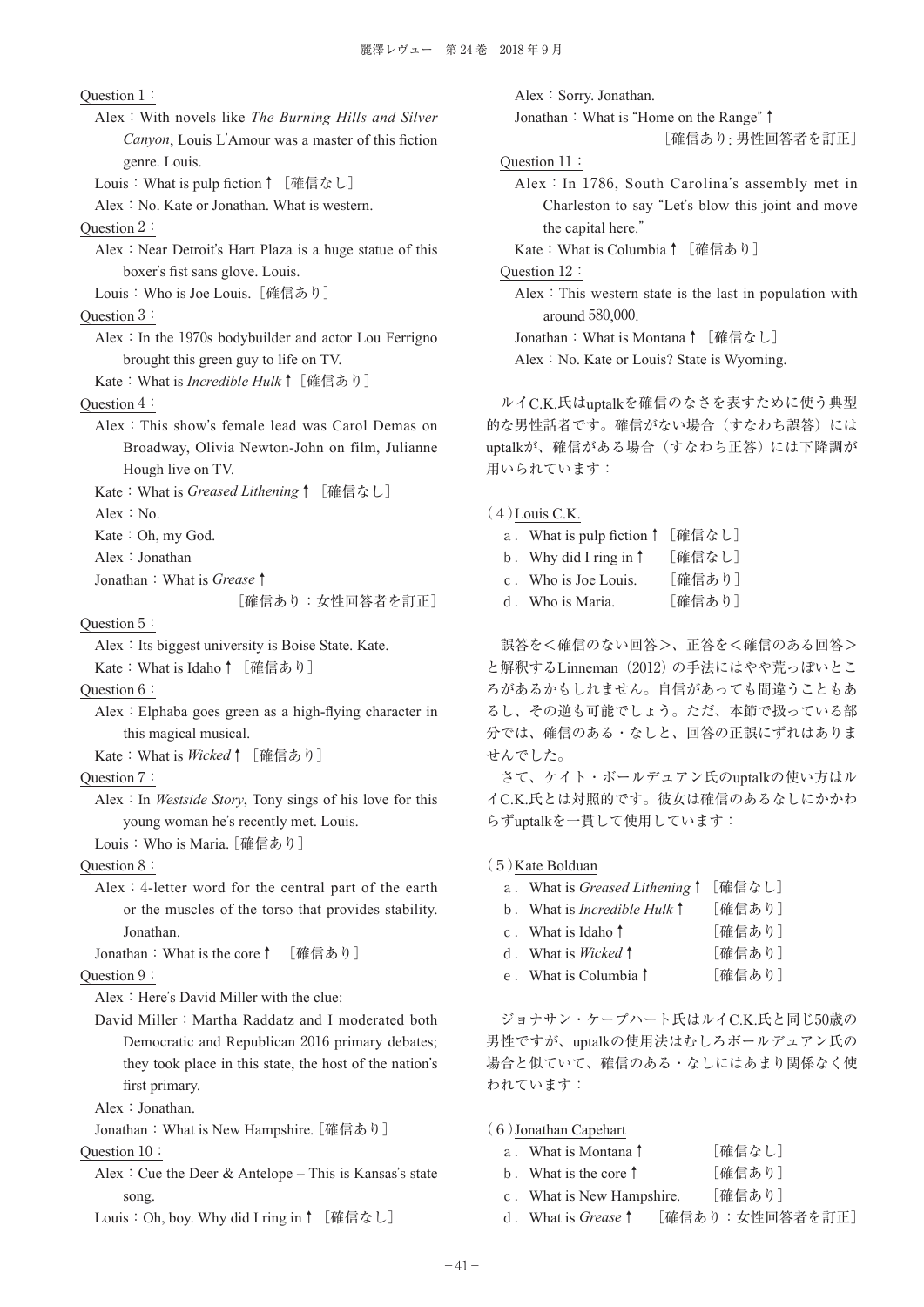Question 1：

Alex：With novels like *The Burning Hills and Silver Canyon*, Louis L'Amour was a master of this fiction genre. Louis.

Louis：What is pulp fiction↑［確信なし］

Alex：No. Kate or Jonathan. What is western.

Question 2：

Alex：Near Detroit's Hart Plaza is a huge statue of this boxer's fist sans glove. Louis.

Louis：Who is Joe Louis.［確信あり］

Question 3：

Alex：In the 1970s bodybuilder and actor Lou Ferrigno brought this green guy to life on TV.

Kate：What is *Incredible Hulk*↑［確信あり］

Question 4：

Alex：This show's female lead was Carol Demas on Broadway, Olivia Newton-John on film, Julianne Hough live on TV.

Kate：What is *Greased Lithening*↑［確信なし］

Alex：No.

Kate：Oh, my God.

Alex：Jonathan

Jonathan：What is *Grease*↑

［確信あり：女性回答者を訂正］

Question 5：

Alex：Its biggest university is Boise State. Kate.

Kate：What is Idaho↑［確信あり］

Question 6：

Alex：Elphaba goes green as a high-flying character in this magical musical.

Kate：What is *Wicked*↑［確信あり］

Question 7：

Alex：In *Westside Story*, Tony sings of his love for this young woman he's recently met. Louis.

Louis：Who is Maria.［確信あり］

Question 8：

Alex：4-letter word for the central part of the earth or the muscles of the torso that provides stability. Jonathan.

Jonathan：What is the core↑［確信あり］

Question 9：

Alex：Here's David Miller with the clue:

David Miller：Martha Raddatz and I moderated both Democratic and Republican 2016 primary debates; they took place in this state, the host of the nation's first primary.

Alex：Jonathan.

Jonathan：What is New Hampshire.［確信あり］

Question 10：

Alex：Cue the Deer & Antelope – This is Kansas's state song.

Louis：Oh, boy. Why did I ring in↑［確信なし］

Alex：Sorry. Jonathan.

Jonathan：What is "Home on the Range"↑

［確信あり：男性回答者を訂正］

Question 11：

Alex：In 1786, South Carolina's assembly met in Charleston to say "Let's blow this joint and move the capital here."

Kate：What is Columbia↑［確信あり］

Question 12：

Alex：This western state is the last in population with around 580,000.

Jonathan：What is Montana↑［確信なし］

Alex：No. Kate or Louis? State is Wyoming.

ルイC.K.氏はuptalkを確信のなさを表すために使う典型的な男性話者です。確信がない場合（すなわち誤答）にはuptalkが、確信がある場合（すなわち正答）には下降調が用いられています：

（4）Louis C.K.

a．What is pulp fiction↑［確信なし］
b．Why did I ring in↑［確信なし］
c．Who is Joe Louis.［確信あり］
d．Who is Maria.［確信あり］

誤答を＜確信のない回答＞、正答を＜確信のある回答＞と解釈するLinneman（2012）の手法にはやや荒っぽいところがあるかもしれません。自信があっても間違うこともあるし、その逆も可能でしょう。ただ、本節で扱っている部分では、確信のある・なしと、回答の正誤にずれはありませんでした。

さて、ケイト・ボールデュアン氏のuptalkの使い方はルイC.K.氏とは対照的です。彼女は確信のあるなしにかかわらずuptalkを一貫して使用しています：

（5）Kate Bolduan

a．What is *Greased Lithening*↑［確信なし］
b．What is *Incredible Hulk*↑［確信あり］
c．What is Idaho↑［確信あり］
d．What is *Wicked*↑［確信あり］
e．What is Columbia↑［確信あり］

ジョナサン・ケープハート氏はルイC.K.氏と同じ50歳の男性ですが、uptalkの使用法はむしろボールデュアン氏の場合と似ていて、確信のある・なしにはあまり関係なく使われています：

（6）Jonathan Capehart

a．What is Montana↑［確信なし］
b．What is the core↑［確信あり］
c．What is New Hampshire.［確信あり］
d．What is *Grease*↑［確信あり：女性回答者を訂正］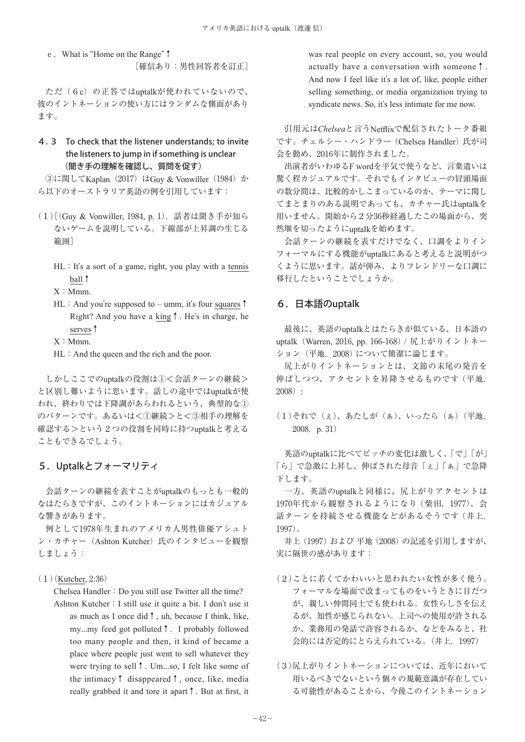e．What is "Home on the Range" ↑

［確信あり：男性回答者を訂正］

ただ（６c）の正答ではuptalkが使われていないので、彼のイントネーションの使い方にはランダムな側面があります。

### ４．３ To check that the listener understands; to invite the listeners to jump in if something is unclear（聞き手の理解を確認し、質問を促す）

③に関してKaplan（2017）はGuy & Vonwiller（1984）から以下のオーストラリア英語の例を引用しています：

（１）［(Guy & Vonwiller, 1984, p. 1)，話者は聞き手が知らないゲームを説明している。下線部が上昇調の生じる範囲］

HL：It's a sort of a game, right, you play with a tennis ball ↑

X：Mmm.

HL：And you're supposed to – umm, it's four squares ↑ Right? And you have a king ↑. He's in charge, he serves ↑

X：Mmm.

HL：And the queen and the rich and the poor.

しかしここでのuptalkの役割は①＜会話ターンの継続＞と区別し難いように思います。話しの途中ではuptalkが使われ、終わりでは下降調があらわれるという、典型的な①のパターンです。あるいは＜①継続＞と＜③相手の理解を確認する＞という２つの役割を同時に持つuptalkと考えることもできるでしょう。

## ５．Uptalkとフォーマリティ

会話ターンの継続を表すことがuptalkのもっとも一般的なはたらきですが、このイントネーションにはカジュアルな響きがあります。

例として1978年生まれのアメリカ人男性俳優アシュトン・カチャー（Ashton Kutcher）氏のインタビューを観察しましょう：

（１）(Kutcher, 2:36)

Chelsea Handler：Do you still use Twitter all the time?

Ashton Kutcher：I still use it quite a bit. I don't use it as much as I once did ↑, uh, because I think, like, my...my feed got polluted ↑. I probably followed too many people and then, it kind of became a place where people just went to sell whatever they were trying to sell ↑. Um...so, I felt like some of the intimacy ↑ disappeared ↑, once, like, media really grabbed it and tore it apart ↑. But at first, it was real people on every account, so, you would actually have a conversation with someone ↑. And now I feel like it's a lot of, like, people either selling something, or media organization trying to syndicate news. So, it's less intimate for me now.

引用元は*Chelsea*と言うNetflixで配信されたトーク番組です。チェルシー・ハンドラー（Chelsea Handler）氏が司会を勤め、2016年に制作されました。

出演者がいわゆるF wordを平気で使うなど、言葉遣いは驚く程カジュアルです。それでもインタビューの冒頭場面の数分間は、比較的かしこまっているのか、テーマに関してまとまりのある説明であっても、カチャー氏はuptalkを用いません。開始から２分36秒経過したこの場面から、突然堰を切ったようにuptalkを始めます。

会話ターンの継続を表すだけでなく、口調をよりインフォーマルにする機能がuptalkにあると考えると説明がつくように思います。話が弾み、よりフレンドリーな口調に移行したということでしょうか。

## ６．日本語のuptalk

最後に、英語のuptalkとはたらきが似ている、日本語のuptalk（Warren, 2016, pp. 166-168）/ 尻上がりイントネーション（平地，2008）について簡潔に論じます。

尻上がりイントネーションとは、文節の末尾の発音を伸ばしつつ、アクセントを昇降させるものです（平地，2008）：

（１）それで（ぇ）、あたしが（ぁ）、いったら（ぁ）（平地，2008，p. 31）

英語のuptalkに比べてピッチの変化は激しく、「で」「が」「ら」で急激に上昇し、伸ばされた母音「ぇ」「ぁ」で急降下します。

一方、英語のuptalkと同様に、尻上がりアクセントは1970年代から観察されるようになり（柴田，1977）、会話ターンを持続させる機能などがあるそうです（井上，1997）。

井上（1997）および 平地（2008）の記述を引用しますが、実に隔世の感があります：

（２）ことに若くてかわいいと思われたい女性が多く使う。フォーマルな場面で改まってものをいうときに目だつが、親しい仲間同士でも使われる。女性らしさを伝えるが、知性が感じられない。上司への使用が許されるか、業務用の発話で許容されるか、などをみると、社会的には否定的にとらえられている。（井上，1997）

（３）尻上がりイントネーションについては、近年において用いるべきでないという個々の規範意識が存在している可能性があることから、今後このイントネーション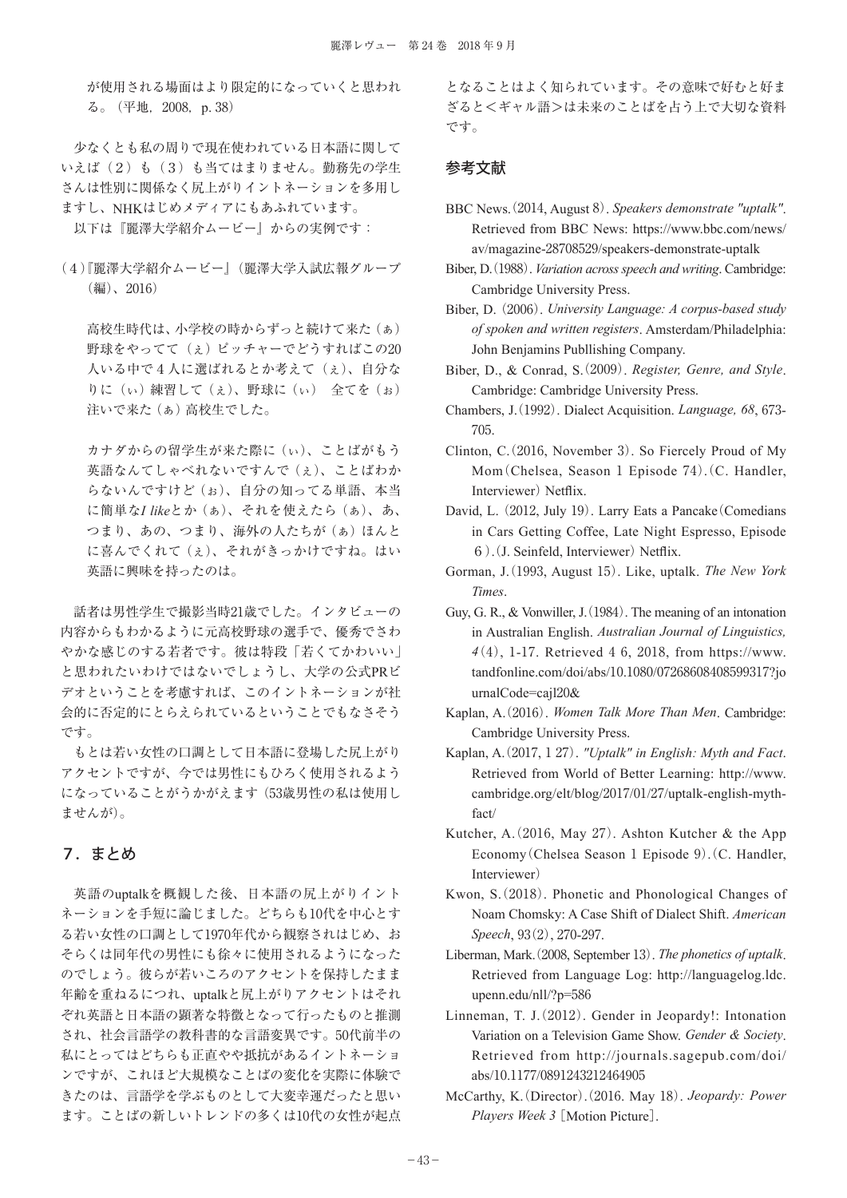が使用される場面はより限定的になっていくと思われる。（平地，2008，p. 38）

少なくとも私の周りで現在使われている日本語に関していえば（2）も（3）も当てはまりません。勤務先の学生さんは性別に関係なく尻上がりイントネーションを多用しますし，NHKはじめメディアにもあふれています。

以下は『麗澤大学紹介ムービー』からの実例です：

（4）『麗澤大学紹介ムービー』（麗澤大学入試広報グループ（編）、2016）

高校生時代は、小学校の時からずっと続けて来た（ぁ）野球をやってて（ぇ）ピッチャーでどうすればこの20人いる中で４人に選ばれるとか考えて（ぇ）、自分なりに（ぃ）練習して（ぇ）、野球に（ぃ）　全てを（ぉ）注いで来た（ぁ）高校生でした。

カナダからの留学生が来た際に（ぃ）、ことばがもう英語なんてしゃべれないですんで（ぇ）、ことばわからないんですけど（ぉ）、自分の知ってる単語、本当に簡単な*I like*とか（ぁ）、それを使えたら（ぁ）、あ、つまり、あの、つまり、海外の人たちが（ぁ）ほんとに喜んでくれて（ぇ）、それがきっかけですね。はい英語に興味を持ったのは。

話者は男性学生で撮影当時21歳でした。インタビューの内容からもわかるように元高校野球の選手で、優秀でさわやかな感じのする若者です。彼は特段「若くてかわいい」と思われたいわけではないでしょうし、大学の公式PRビデオということを考慮すれば、このイントネーションが社会的に否定的にとらえられているということでもなさそうです。

もとは若い女性の口調として日本語に登場した尻上がりアクセントですが、今では男性にもひろく使用されるようになっていることがうかがえます（53歳男性の私は使用しませんが）。

## ７．まとめ

英語のuptalkを概観した後、日本語の尻上がりイントネーションを手短に論じました。どちらも10代を中心とする若い女性の口調として1970年代から観察されはじめ、おそらくは同年代の男性にも徐々に使用されるようになったのでしょう。彼らが若いころのアクセントを保持したまま年齢を重ねるにつれ、uptalkと尻上がりアクセントはそれぞれ英語と日本語の顕著な特徴となって行ったものと推測され、社会言語学の教科書的な言語変異です。50代前半の私にとってはどちらも正直やや抵抗があるイントネーションですが、これほど大規模なことばの変化を実際に体験できたのは、言語学を学ぶものとして大変幸運だったと思います。ことばの新しいトレンドの多くは10代の女性が起点となることはよく知られています。その意味で好むと好まざるとく＜ギャル語＞は未来のことばを占う上で大切な資料です。

## 参考文献

BBC News.（2014, August 8）. *Speakers demonstrate "uptalk"*. Retrieved from BBC News: https://www.bbc.com/news/av/magazine-28708529/speakers-demonstrate-uptalk

Biber, D.（1988）. *Variation across speech and writing*. Cambridge: Cambridge University Press.

Biber, D.（2006）. *University Language: A corpus-based study of spoken and written registers*. Amsterdam/Philadelphia: John Benjamins Publlishing Company.

Biber, D., & Conrad, S.（2009）. *Register, Genre, and Style*. Cambridge: Cambridge University Press.

Chambers, J.（1992）. Dialect Acquisition. *Language, 68*, 673-705.

Clinton, C.（2016, November 3）. So Fiercely Proud of My Mom（Chelsea, Season 1 Episode 74）.（C. Handler, Interviewer）Netflix.

David, L.（2012, July 19）. Larry Eats a Pancake（Comedians in Cars Getting Coffee, Late Night Espresso, Episode 6）.（J. Seinfeld, Interviewer）Netflix.

Gorman, J.（1993, August 15）. Like, uptalk. *The New York Times*.

Guy, G. R., & Vonwiller, J.（1984）. The meaning of an intonation in Australian English. *Australian Journal of Linguistics, 4*（4）, 1-17. Retrieved 4 6, 2018, from https://www.tandfonline.com/doi/abs/10.1080/07268608408599317?journalCode=cajl20&

Kaplan, A.（2016）. *Women Talk More Than Men*. Cambridge: Cambridge University Press.

Kaplan, A.（2017, 1 27）. *"Uptalk" in English: Myth and Fact*. Retrieved from World of Better Learning: http://www.cambridge.org/elt/blog/2017/01/27/uptalk-english-myth-fact/

Kutcher, A.（2016, May 27）. Ashton Kutcher & the App Economy（Chelsea Season 1 Episode 9）.（C. Handler, Interviewer）

Kwon, S.（2018）. Phonetic and Phonological Changes of Noam Chomsky: A Case Shift of Dialect Shift. *American Speech*, 93（2）, 270-297.

Liberman, Mark.（2008, September 13）. *The phonetics of uptalk*. Retrieved from Language Log: http://languagelog.ldc.upenn.edu/nll/?p=586

Linneman, T. J.（2012）. Gender in Jeopardy!: Intonation Variation on a Television Game Show. *Gender & Society*. Retrieved from http://journals.sagepub.com/doi/abs/10.1177/0891243212464905

McCarthy, K.（Director）.（2016. May 18）. *Jeopardy: Power Players Week 3*［Motion Picture］.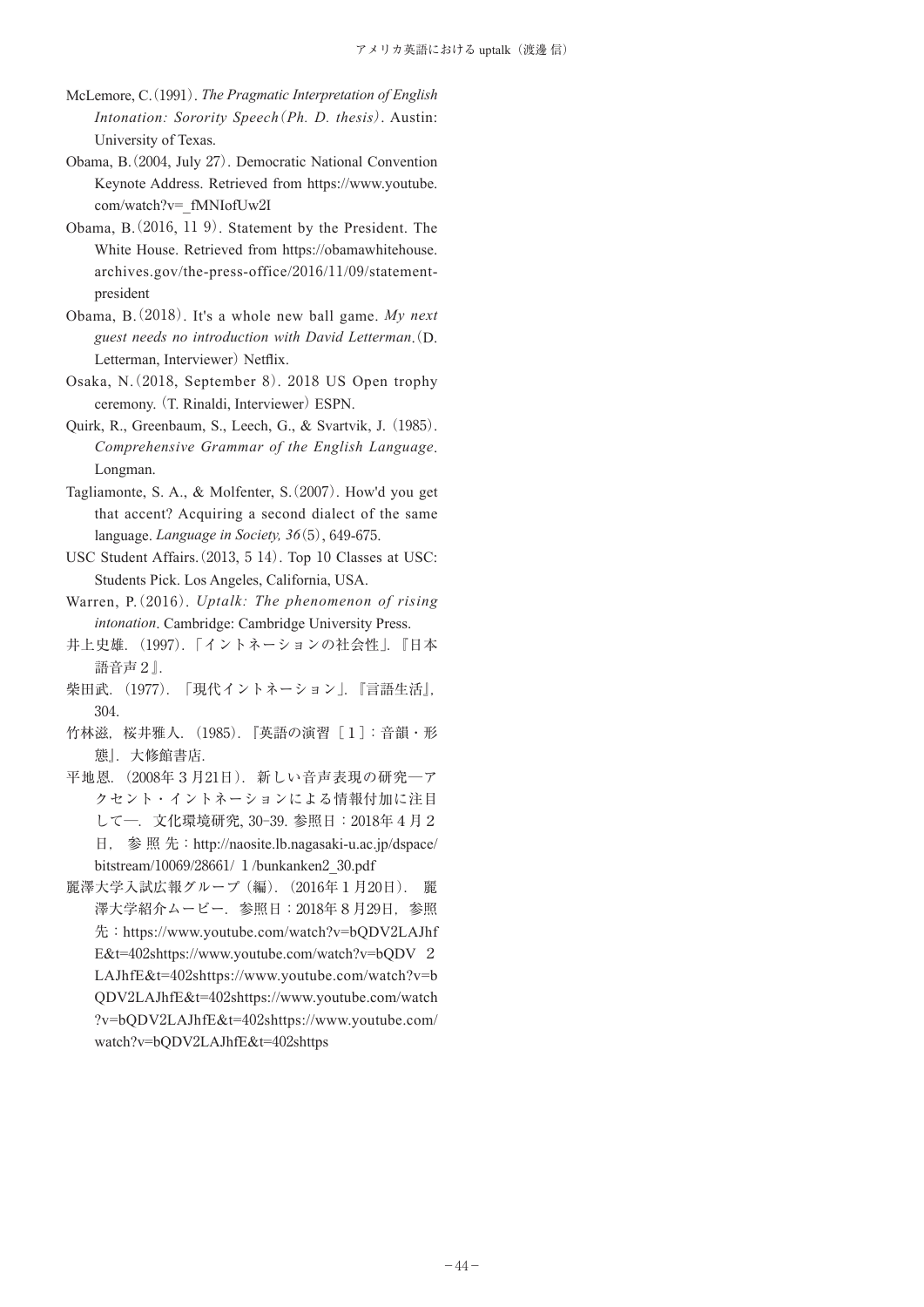McLemore, C.(1991). *The Pragmatic Interpretation of English Intonation: Sorority Speech(Ph. D. thesis)*. Austin: University of Texas.

Obama, B.(2004, July 27). Democratic National Convention Keynote Address. Retrieved from https://www.youtube.com/watch?v=_fMNIofUw2I

Obama, B.(2016, 11 9). Statement by the President. The White House. Retrieved from https://obamawhitehouse.archives.gov/the-press-office/2016/11/09/statement-president

Obama, B.(2018). It's a whole new ball game. *My next guest needs no introduction with David Letterman*.(D. Letterman, Interviewer) Netflix.

Osaka, N.(2018, September 8). 2018 US Open trophy ceremony. (T. Rinaldi, Interviewer) ESPN.

Quirk, R., Greenbaum, S., Leech, G., & Svartvik, J. (1985). *Comprehensive Grammar of the English Language*. Longman.

Tagliamonte, S. A., & Molfenter, S.(2007). How'd you get that accent? Acquiring a second dialect of the same language. *Language in Society, 36*(5), 649-675.

USC Student Affairs.(2013, 5 14). Top 10 Classes at USC: Students Pick. Los Angeles, California, USA.

Warren, P.(2016). *Uptalk: The phenomenon of rising intonation*. Cambridge: Cambridge University Press.

井上史雄.（1997）.「イントネーションの社会性」.『日本語音声２』.

柴田武.（1977）.「現代イントネーション」.『言語生活』, 304.

竹林滋，桜井雅人.（1985）.『英語の演習［１］：音韻・形態』. 大修館書店.

平地恩.（2008年３月21日）. 新しい音声表現の研究―アクセント・イントネーションによる情報付加に注目して―. 文化環境研究, 30-39. 参照日：2018年４月２日, 参照先：http://naosite.lb.nagasaki-u.ac.jp/dspace/bitstream/10069/28661/１/bunkanken2_30.pdf

麗澤大学入試広報グループ（編）.（2016年１月20日）. 麗澤大学紹介ムービー. 参照日：2018年８月29日, 参照先：https://www.youtube.com/watch?v=bQDV2LAJhfE&t=402shttps://www.youtube.com/watch?v=bQDV２LAJhfE&t=402shttps://www.youtube.com/watch?v=bQDV2LAJhfE&t=402shttps://www.youtube.com/watch?v=bQDV2LAJhfE&t=402shttps://www.youtube.com/watch?v=bQDV2LAJhfE&t=402shttps